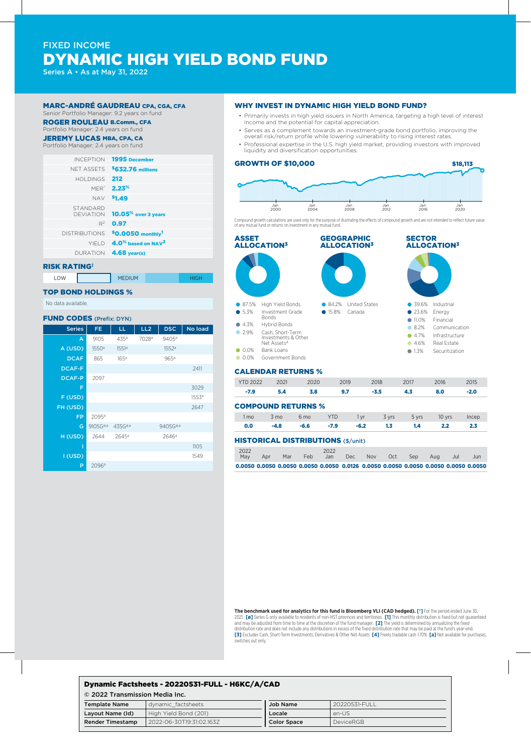FIXED INCOME

# DYNAMIC HIGH YIELD BOND FUND

Series A • As at May 31, 2022

**MARC-ANDRÉ GAUDREAU CPA, CGA, CFA**
Senior Portfolio Manager: 9.2 years on fund

**ROGER ROULEAU B.Comm., CFA**
Portfolio Manager: 2.4 years on fund

**JEREMY LUCAS MBA, CPA, CA**
Portfolio Manager: 2.4 years on fund

| | |
|---|---|
| INCEPTION | **1995 December** |
| NET ASSETS | **$632.76 millions** |
| HOLDINGS | **212** |
| MER[1] | **2.23%** |
| NAV | **$1.49** |
| STANDARD DEVIATION | **10.05% over 3 years** |
| $R^2$ | **0.97** |
| DISTRIBUTIONS | **$0.0050 monthly[1]** |
| YIELD | **4.0% based on NAV[2]** |
| DURATION | **4.68 year(s)** |

## RISK RATING‡

LOW | | MEDIUM | | HIGH

## TOP BOND HOLDINGS %

No data available.

## FUND CODES (Prefix: DYN)

| Series | FE | LL | LL2 | DSC | No load |
|---|---|---|---|---|---|
| A | 9105 | 435[a] | 7028[a] | 9405[a] | |
| A (USD) | 1550[a] | 1551[a] | | 1552[a] | |
| DCAF | 865 | 165[a] | | 965[a] | |
| DCAF-F | | | | | 2411 |
| DCAF-P | 2097 | | | | |
| F | | | | | 3029 |
| F (USD) | | | | | 1553[a] |
| FH (USD) | | | | | 2647 |
| FP | 2095[a] | | | | |
| G | 9105G[ø,a] | 435G[ø,a] | | 9405G[ø,a] | |
| H (USD) | 2644 | 2645[a] | | 2646[a] | |
| I | | | | | 1105 |
| I (USD) | | | | | 1549 |
| P | 2096[a] | | | | |

## WHY INVEST IN DYNAMIC HIGH YIELD BOND FUND?

- Primarily invests in high yield issuers in North America, targeting a high level of interest income and the potential for capital appreciation.
- Serves as a complement towards an investment-grade bond portfolio, improving the overall risk/return profile while lowering vulnerability to rising interest rates.
- Professional expertise in the U.S. high yield market, providing investors with improved liquidity and diversification opportunities.

## GROWTH OF $10,000

$18,113

Jan 2000 | Jan 2004 | Jan 2008 | Jan 2012 | Jan 2016 | Jan 2020

Compound growth calculations are used only for the purpose of illustrating the effects of compound growth and are not intended to reflect future value of any mutual fund or returns on investment in any mutual fund.

## ASSET ALLOCATION[3]

- 87.5% High Yield Bonds
- 5.3% Investment Grade Bonds
- 4.3% Hybrid Bonds
- 2.9% Cash, Short-Term Investments & Other Net Assets[4]
- 0.0% Bank Loans
- 0.0% Government Bonds

## GEOGRAPHIC ALLOCATION[3]

- 84.2% United States
- 15.8% Canada

## SECTOR ALLOCATION[3]

- 39.6% Industrial
- 23.6% Energy
- 11.0% Financial
- 8.2% Communication
- 4.7% Infrastructure
- 4.6% Real Estate
- 1.3% Securitization

## CALENDAR RETURNS %

| YTD 2022 | 2021 | 2020 | 2019 | 2018 | 2017 | 2016 | 2015 |
|---|---|---|---|---|---|---|---|
| **-7.9** | **5.4** | **3.8** | **9.7** | **-3.5** | **4.3** | **8.0** | **-2.0** |

## COMPOUND RETURNS %

| 1 mo | 3 mo | 6 mo | YTD | 1 yr | 3 yrs | 5 yrs | 10 yrs | Incep |
|---|---|---|---|---|---|---|---|---|
| **0.0** | **-4.8** | **-6.6** | **-7.9** | **-6.2** | **1.3** | **1.4** | **2.2** | **2.3** |

## HISTORICAL DISTRIBUTIONS ($/unit)

| 2022 May | Apr | Mar | Feb | 2022 Jan | Dec | Nov | Oct | Sep | Aug | Jul | Jun |
|---|---|---|---|---|---|---|---|---|---|---|---|
| **0.0050** | **0.0050** | **0.0050** | **0.0050** | **0.0050** | **0.0126** | **0.0050** | **0.0050** | **0.0050** | **0.0050** | **0.0050** | **0.0050** |

**The benchmark used for analytics for this fund is Bloomberg VLI (CAD hedged).** **[†]** For the period ended June 30, 2021. **[ø]** Series G only available to residents of non-HST provinces and territories. **[1]** This monthly distribution is fixed but not guaranteed and may be adjusted from time to time at the discretion of the fund manager. **[2]** The yield is determined by annualizing the fixed distribution rate and does not include any distributions in excess of the fixed distribution rate that may be paid at the fund's year-end. **[3]** Excludes Cash, Short-Term Investments, Derivatives & Other Net Assets **[4]** Freely tradable cash 1.70% **[a]** Not available for purchases, switches out only.

**Dynamic Factsheets - 20220531-FULL - H6KC/A/CAD**

© 2022 Transmission Media Inc.

| | | | |
|---|---|---|---|
| **Template Name** | dynamic_factsheets | **Job Name** | 20220531-FULL |
| **Layout Name (Id)** | High Yield Bond (201) | **Locale** | en-US |
| **Render Timestamp** | 2022-06-30T19:31:02.163Z | **Color Space** | DeviceRGB |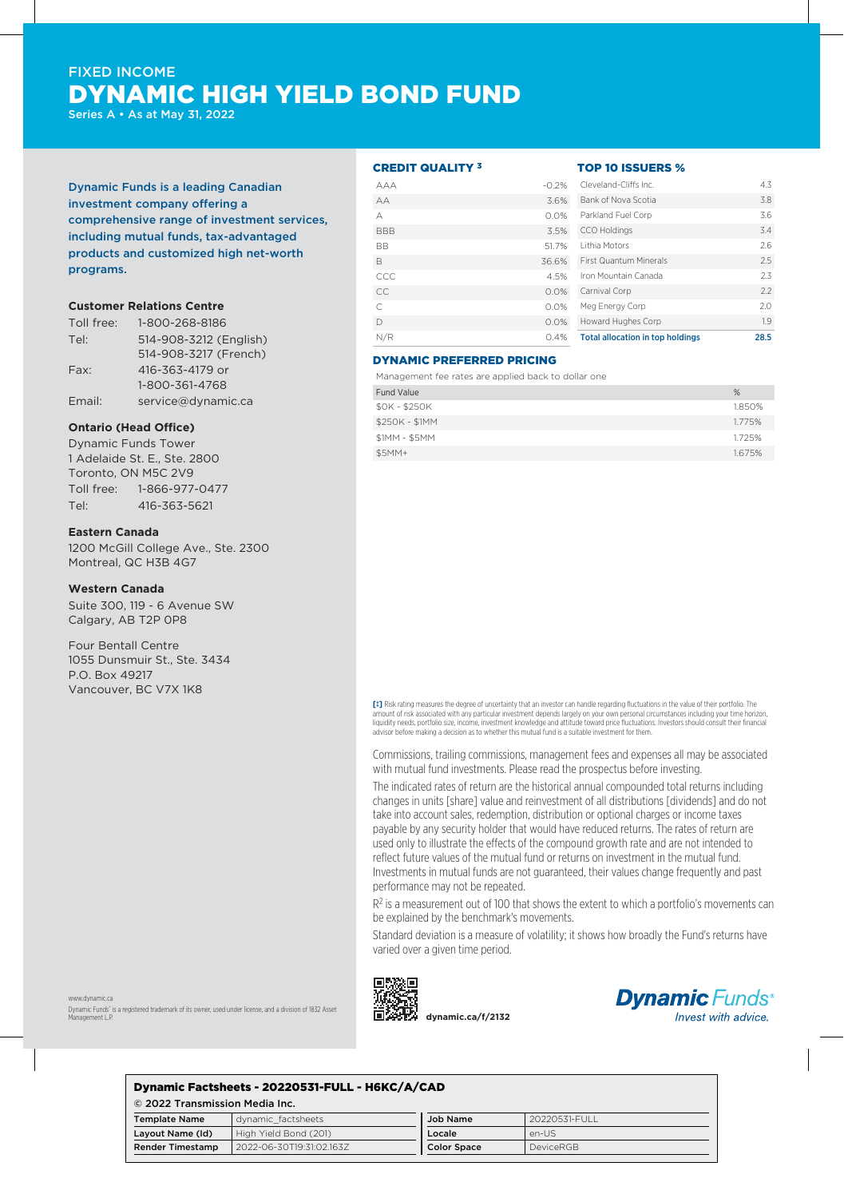FIXED INCOME

# DYNAMIC HIGH YIELD BOND FUND

Series A • As at May 31, 2022

**Dynamic Funds is a leading Canadian investment company offering a comprehensive range of investment services, including mutual funds, tax-advantaged products and customized high net-worth programs.**

### Customer Relations Centre

Toll free: 1-800-268-8186
Tel: 514-908-3212 (English)
514-908-3217 (French)
Fax: 416-363-4179 or
1-800-361-4768
Email: service@dynamic.ca

### Ontario (Head Office)

Dynamic Funds Tower
1 Adelaide St. E., Ste. 2800
Toronto, ON M5C 2V9
Toll free: 1-866-977-0477
Tel: 416-363-5621

### Eastern Canada

1200 McGill College Ave., Ste. 2300
Montreal, QC H3B 4G7

### Western Canada

Suite 300, 119 - 6 Avenue SW
Calgary, AB T2P 0P8

Four Bentall Centre
1055 Dunsmuir St., Ste. 3434
P.O. Box 49217
Vancouver, BC V7X 1K8

www.dynamic.ca

Dynamic Funds® is a registered trademark of its owner, used under license, and a division of 1832 Asset Management L.P.

## CREDIT QUALITY [3]

| | |
|---|---|
| AAA | -0.2% |
| AA | 3.6% |
| A | 0.0% |
| BBB | 3.5% |
| BB | 51.7% |
| B | 36.6% |
| CCC | 4.5% |
| CC | 0.0% |
| C | 0.0% |
| D | 0.0% |
| N/R | 0.4% |

## TOP 10 ISSUERS %

| | |
|---|---|
| Cleveland-Cliffs Inc. | 4.3 |
| Bank of Nova Scotia | 3.8 |
| Parkland Fuel Corp | 3.6 |
| CCO Holdings | 3.4 |
| Lithia Motors | 2.6 |
| First Quantum Minerals | 2.5 |
| Iron Mountain Canada | 2.3 |
| Carnival Corp | 2.2 |
| Meg Energy Corp | 2.0 |
| Howard Hughes Corp | 1.9 |
| **Total allocation in top holdings** | **28.5** |

## DYNAMIC PREFERRED PRICING

Management fee rates are applied back to dollar one

| Fund Value | % |
|---|---|
| $0K - $250K | 1.850% |
| $250K - $1MM | 1.775% |
| $1MM - $5MM | 1.725% |
| $5MM+ | 1.675% |

[‡] Risk rating measures the degree of uncertainty that an investor can handle regarding fluctuations in the value of their portfolio. The amount of risk associated with any particular investment depends largely on your own personal circumstances including your time horizon, liquidity needs, portfolio size, income, investment knowledge and attitude toward price fluctuations. Investors should consult their financial advisor before making a decision as to whether this mutual fund is a suitable investment for them.

Commissions, trailing commissions, management fees and expenses all may be associated with mutual fund investments. Please read the prospectus before investing.

The indicated rates of return are the historical annual compounded total returns including changes in units [share] value and reinvestment of all distributions [dividends] and do not take into account sales, redemption, distribution or optional charges or income taxes payable by any security holder that would have reduced returns. The rates of return are used only to illustrate the effects of the compound growth rate and are not intended to reflect future values of the mutual fund or returns on investment in the mutual fund. Investments in mutual funds are not guaranteed, their values change frequently and past performance may not be repeated.

$R^2$ is a measurement out of 100 that shows the extent to which a portfolio's movements can be explained by the benchmark's movements.

Standard deviation is a measure of volatility; it shows how broadly the Fund's returns have varied over a given time period.

dynamic.ca/f/2132

Dynamic Funds®
*Invest with advice.*

**Dynamic Factsheets - 20220531-FULL - H6KC/A/CAD**

© 2022 Transmission Media Inc.

| | | | |
|---|---|---|---|
| **Template Name** | dynamic_factsheets | **Job Name** | 20220531-FULL |
| **Layout Name (Id)** | High Yield Bond (201) | **Locale** | en-US |
| **Render Timestamp** | 2022-06-30T19:31:02.163Z | **Color Space** | DeviceRGB |